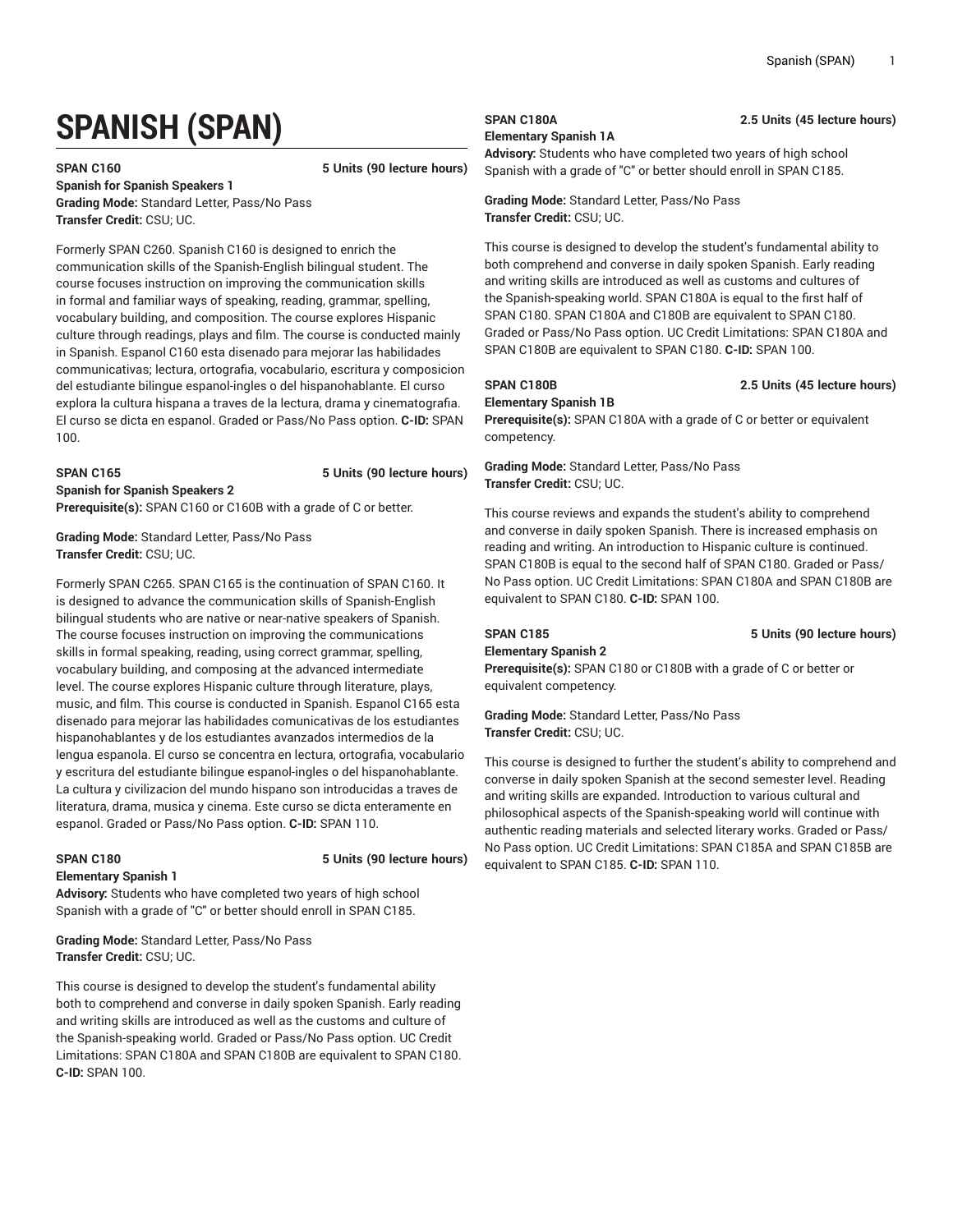# SPANISH (SPAN)

**SPAN C160** **5 Units (90 lecture hours)**
**Spanish for Spanish Speakers 1**
**Grading Mode:** Standard Letter, Pass/No Pass
**Transfer Credit:** CSU; UC.

Formerly SPAN C260. Spanish C160 is designed to enrich the communication skills of the Spanish-English bilingual student. The course focuses instruction on improving the communication skills in formal and familiar ways of speaking, reading, grammar, spelling, vocabulary building, and composition. The course explores Hispanic culture through readings, plays and film. The course is conducted mainly in Spanish. Espanol C160 esta disenado para mejorar las habilidades communicativas; lectura, ortografia, vocabulario, escritura y composicion del estudiante bilingue espanol-ingles o del hispanohablante. El curso explora la cultura hispana a traves de la lectura, drama y cinematografia. El curso se dicta en espanol. Graded or Pass/No Pass option. **C-ID:** SPAN 100.

**SPAN C165** **5 Units (90 lecture hours)**
**Spanish for Spanish Speakers 2**
**Prerequisite(s):** SPAN C160 or C160B with a grade of C or better.

**Grading Mode:** Standard Letter, Pass/No Pass
**Transfer Credit:** CSU; UC.

Formerly SPAN C265. SPAN C165 is the continuation of SPAN C160. It is designed to advance the communication skills of Spanish-English bilingual students who are native or near-native speakers of Spanish. The course focuses instruction on improving the communications skills in formal speaking, reading, using correct grammar, spelling, vocabulary building, and composing at the advanced intermediate level. The course explores Hispanic culture through literature, plays, music, and film. This course is conducted in Spanish. Espanol C165 esta disenado para mejorar las habilidades comunicativas de los estudiantes hispanohablantes y de los estudiantes avanzados intermedios de la lengua espanola. El curso se concentra en lectura, ortografia, vocabulario y escritura del estudiante bilingue espanol-ingles o del hispanohablante. La cultura y civilizacion del mundo hispano son introducidas a traves de literatura, drama, musica y cinema. Este curso se dicta enteramente en espanol. Graded or Pass/No Pass option. **C-ID:** SPAN 110.

**SPAN C180** **5 Units (90 lecture hours)**
**Elementary Spanish 1**
**Advisory:** Students who have completed two years of high school Spanish with a grade of "C" or better should enroll in SPAN C185.

**Grading Mode:** Standard Letter, Pass/No Pass
**Transfer Credit:** CSU; UC.

This course is designed to develop the student's fundamental ability both to comprehend and converse in daily spoken Spanish. Early reading and writing skills are introduced as well as the customs and culture of the Spanish-speaking world. Graded or Pass/No Pass option. UC Credit Limitations: SPAN C180A and SPAN C180B are equivalent to SPAN C180. **C-ID:** SPAN 100.

**SPAN C180A** **2.5 Units (45 lecture hours)**
**Elementary Spanish 1A**
**Advisory:** Students who have completed two years of high school Spanish with a grade of "C" or better should enroll in SPAN C185.

**Grading Mode:** Standard Letter, Pass/No Pass
**Transfer Credit:** CSU; UC.

This course is designed to develop the student's fundamental ability to both comprehend and converse in daily spoken Spanish. Early reading and writing skills are introduced as well as customs and cultures of the Spanish-speaking world. SPAN C180A is equal to the first half of SPAN C180. SPAN C180A and C180B are equivalent to SPAN C180. Graded or Pass/No Pass option. UC Credit Limitations: SPAN C180A and SPAN C180B are equivalent to SPAN C180. **C-ID:** SPAN 100.

**SPAN C180B** **2.5 Units (45 lecture hours)**
**Elementary Spanish 1B**
**Prerequisite(s):** SPAN C180A with a grade of C or better or equivalent competency.

**Grading Mode:** Standard Letter, Pass/No Pass
**Transfer Credit:** CSU; UC.

This course reviews and expands the student's ability to comprehend and converse in daily spoken Spanish. There is increased emphasis on reading and writing. An introduction to Hispanic culture is continued. SPAN C180B is equal to the second half of SPAN C180. Graded or Pass/No Pass option. UC Credit Limitations: SPAN C180A and SPAN C180B are equivalent to SPAN C180. **C-ID:** SPAN 100.

**SPAN C185** **5 Units (90 lecture hours)**
**Elementary Spanish 2**
**Prerequisite(s):** SPAN C180 or C180B with a grade of C or better or equivalent competency.

**Grading Mode:** Standard Letter, Pass/No Pass
**Transfer Credit:** CSU; UC.

This course is designed to further the student's ability to comprehend and converse in daily spoken Spanish at the second semester level. Reading and writing skills are expanded. Introduction to various cultural and philosophical aspects of the Spanish-speaking world will continue with authentic reading materials and selected literary works. Graded or Pass/No Pass option. UC Credit Limitations: SPAN C185A and SPAN C185B are equivalent to SPAN C185. **C-ID:** SPAN 110.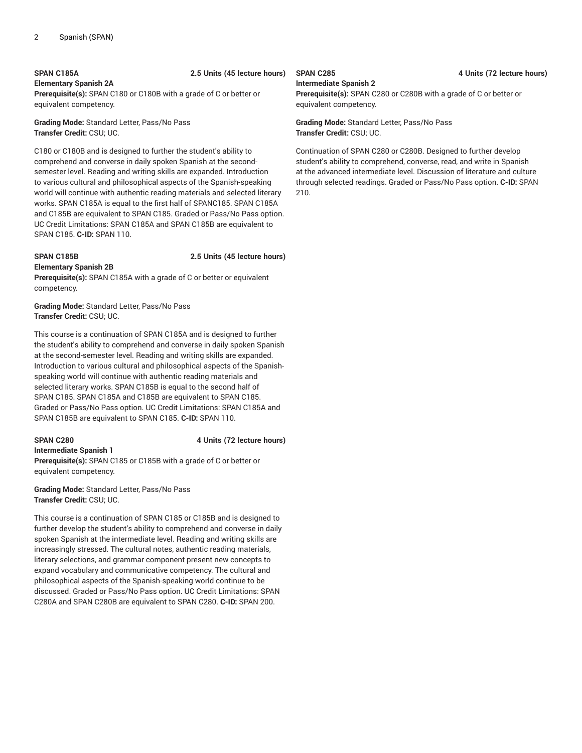**SPAN C185A** **2.5 Units (45 lecture hours)**
**Elementary Spanish 2A**
**Prerequisite(s):** SPAN C180 or C180B with a grade of C or better or equivalent competency.

**Grading Mode:** Standard Letter, Pass/No Pass
**Transfer Credit:** CSU; UC.

C180 or C180B and is designed to further the student's ability to comprehend and converse in daily spoken Spanish at the second-semester level. Reading and writing skills are expanded. Introduction to various cultural and philosophical aspects of the Spanish-speaking world will continue with authentic reading materials and selected literary works. SPAN C185A is equal to the first half of SPANC185. SPAN C185A and C185B are equivalent to SPAN C185. Graded or Pass/No Pass option. UC Credit Limitations: SPAN C185A and SPAN C185B are equivalent to SPAN C185. **C-ID:** SPAN 110.

**SPAN C185B** **2.5 Units (45 lecture hours)**
**Elementary Spanish 2B**
**Prerequisite(s):** SPAN C185A with a grade of C or better or equivalent competency.

**Grading Mode:** Standard Letter, Pass/No Pass
**Transfer Credit:** CSU; UC.

This course is a continuation of SPAN C185A and is designed to further the student's ability to comprehend and converse in daily spoken Spanish at the second-semester level. Reading and writing skills are expanded. Introduction to various cultural and philosophical aspects of the Spanish-speaking world will continue with authentic reading materials and selected literary works. SPAN C185B is equal to the second half of SPAN C185. SPAN C185A and C185B are equivalent to SPAN C185. Graded or Pass/No Pass option. UC Credit Limitations: SPAN C185A and SPAN C185B are equivalent to SPAN C185. **C-ID:** SPAN 110.

**SPAN C280** **4 Units (72 lecture hours)**
**Intermediate Spanish 1**
**Prerequisite(s):** SPAN C185 or C185B with a grade of C or better or equivalent competency.

**Grading Mode:** Standard Letter, Pass/No Pass
**Transfer Credit:** CSU; UC.

This course is a continuation of SPAN C185 or C185B and is designed to further develop the student's ability to comprehend and converse in daily spoken Spanish at the intermediate level. Reading and writing skills are increasingly stressed. The cultural notes, authentic reading materials, literary selections, and grammar component present new concepts to expand vocabulary and communicative competency. The cultural and philosophical aspects of the Spanish-speaking world continue to be discussed. Graded or Pass/No Pass option. UC Credit Limitations: SPAN C280A and SPAN C280B are equivalent to SPAN C280. **C-ID:** SPAN 200.

**SPAN C285** **4 Units (72 lecture hours)**
**Intermediate Spanish 2**
**Prerequisite(s):** SPAN C280 or C280B with a grade of C or better or equivalent competency.

**Grading Mode:** Standard Letter, Pass/No Pass
**Transfer Credit:** CSU; UC.

Continuation of SPAN C280 or C280B. Designed to further develop student's ability to comprehend, converse, read, and write in Spanish at the advanced intermediate level. Discussion of literature and culture through selected readings. Graded or Pass/No Pass option. **C-ID:** SPAN 210.